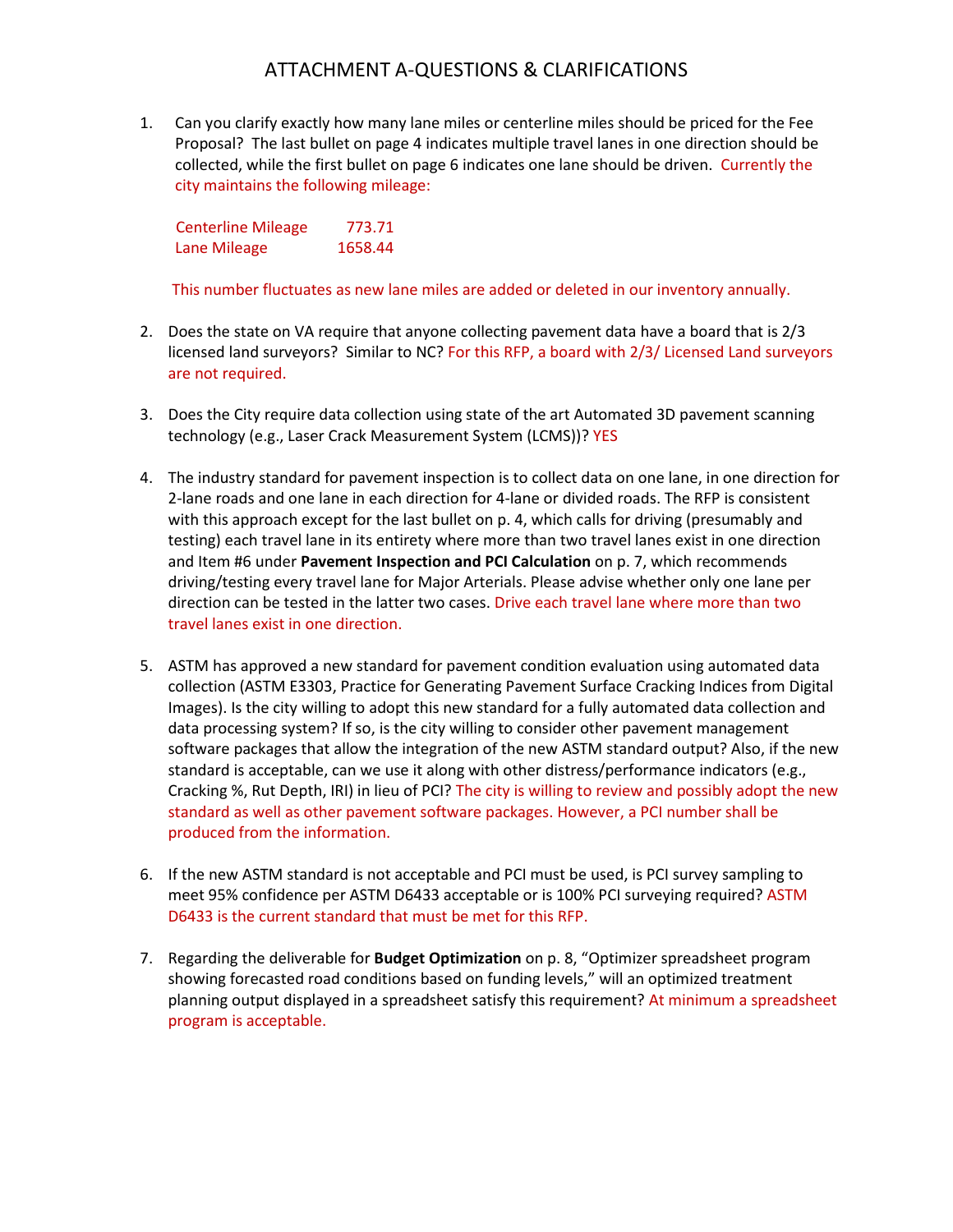# ATTACHMENT A-QUESTIONS & CLARIFICATIONS

1. Can you clarify exactly how many lane miles or centerline miles should be priced for the Fee Proposal? The last bullet on page 4 indicates multiple travel lanes in one direction should be collected, while the first bullet on page 6 indicates one lane should be driven. Currently the city maintains the following mileage:

   | | |
   |---|---|
   | Centerline Mileage | 773.71 |
   | Lane Mileage | 1658.44 |

   This number fluctuates as new lane miles are added or deleted in our inventory annually.

2. Does the state on VA require that anyone collecting pavement data have a board that is 2/3 licensed land surveyors? Similar to NC? For this RFP, a board with 2/3/ Licensed Land surveyors are not required.

3. Does the City require data collection using state of the art Automated 3D pavement scanning technology (e.g., Laser Crack Measurement System (LCMS))? YES

4. The industry standard for pavement inspection is to collect data on one lane, in one direction for 2-lane roads and one lane in each direction for 4-lane or divided roads. The RFP is consistent with this approach except for the last bullet on p. 4, which calls for driving (presumably and testing) each travel lane in its entirety where more than two travel lanes exist in one direction and Item #6 under **Pavement Inspection and PCI Calculation** on p. 7, which recommends driving/testing every travel lane for Major Arterials. Please advise whether only one lane per direction can be tested in the latter two cases. Drive each travel lane where more than two travel lanes exist in one direction.

5. ASTM has approved a new standard for pavement condition evaluation using automated data collection (ASTM E3303, Practice for Generating Pavement Surface Cracking Indices from Digital Images). Is the city willing to adopt this new standard for a fully automated data collection and data processing system? If so, is the city willing to consider other pavement management software packages that allow the integration of the new ASTM standard output? Also, if the new standard is acceptable, can we use it along with other distress/performance indicators (e.g., Cracking %, Rut Depth, IRI) in lieu of PCI? The city is willing to review and possibly adopt the new standard as well as other pavement software packages. However, a PCI number shall be produced from the information.

6. If the new ASTM standard is not acceptable and PCI must be used, is PCI survey sampling to meet 95% confidence per ASTM D6433 acceptable or is 100% PCI surveying required? ASTM D6433 is the current standard that must be met for this RFP.

7. Regarding the deliverable for **Budget Optimization** on p. 8, "Optimizer spreadsheet program showing forecasted road conditions based on funding levels," will an optimized treatment planning output displayed in a spreadsheet satisfy this requirement? At minimum a spreadsheet program is acceptable.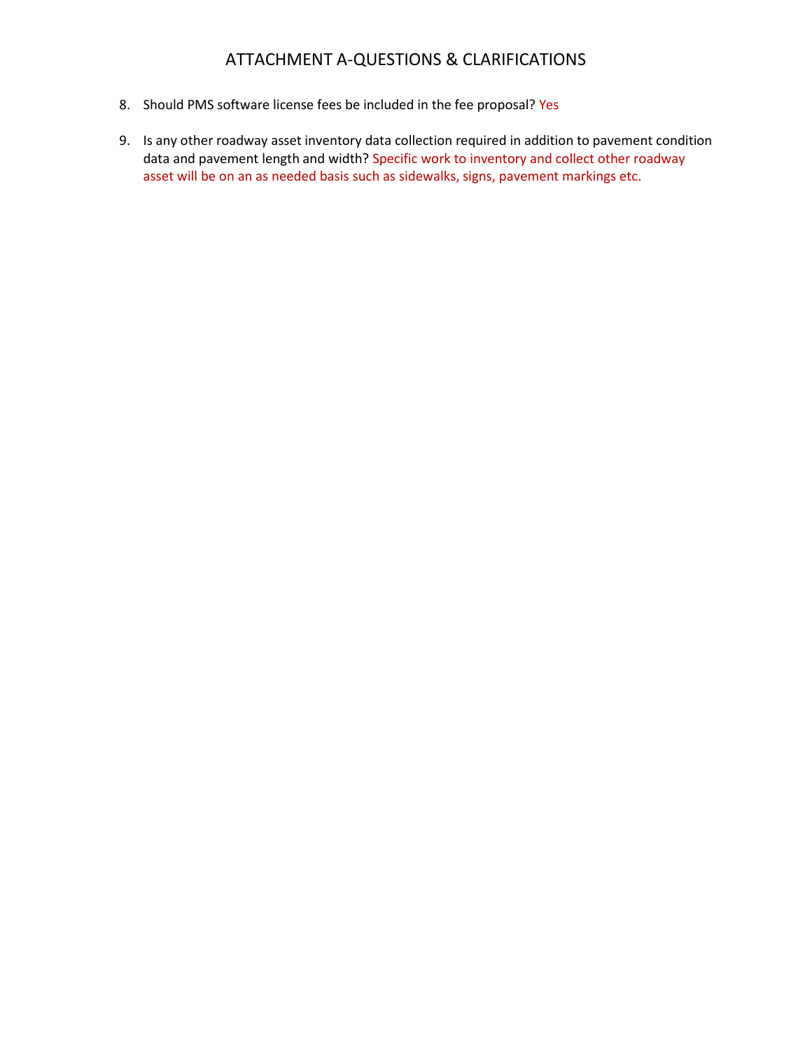# ATTACHMENT A-QUESTIONS & CLARIFICATIONS

8. Should PMS software license fees be included in the fee proposal? Yes

9. Is any other roadway asset inventory data collection required in addition to pavement condition data and pavement length and width? Specific work to inventory and collect other roadway asset will be on an as needed basis such as sidewalks, signs, pavement markings etc.